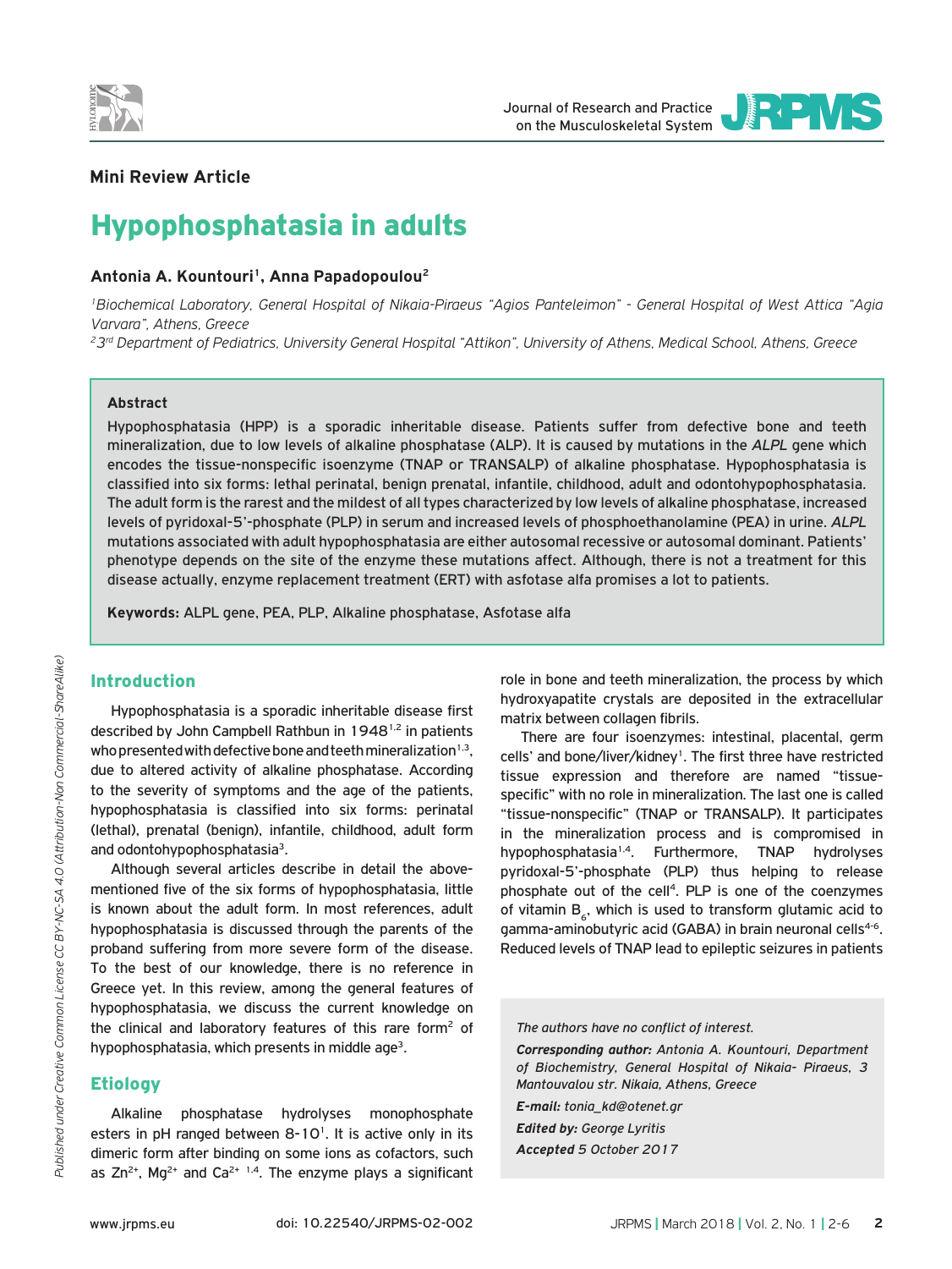**Mini Review Article**

# Hypophosphatasia in adults

**Antonia A. Kountouri[1], Anna Papadopoulou[2]**

*[1]Biochemical Laboratory, General Hospital of Nikaia-Piraeus "Agios Panteleimon" - General Hospital of West Attica "Agia Varvara", Athens, Greece*

*[2]3rd Department of Pediatrics, University General Hospital "Attikon", University of Athens, Medical School, Athens, Greece*

**Abstract**

Hypophosphatasia (HPP) is a sporadic inheritable disease. Patients suffer from defective bone and teeth mineralization, due to low levels of alkaline phosphatase (ALP). It is caused by mutations in the *ALPL* gene which encodes the tissue-nonspecific isoenzyme (TNAP or TRANSALP) of alkaline phosphatase. Hypophosphatasia is classified into six forms: lethal perinatal, benign prenatal, infantile, childhood, adult and odontohypophosphatasia. The adult form is the rarest and the mildest of all types characterized by low levels of alkaline phosphatase, increased levels of pyridoxal-5'-phosphate (PLP) in serum and increased levels of phosphoethanolamine (PEA) in urine. *ALPL* mutations associated with adult hypophosphatasia are either autosomal recessive or autosomal dominant. Patients' phenotype depends on the site of the enzyme these mutations affect. Although, there is not a treatment for this disease actually, enzyme replacement treatment (ERT) with asfotase alfa promises a lot to patients.

**Keywords:** ALPL gene, PEA, PLP, Alkaline phosphatase, Asfotase alfa

## Introduction

Hypophosphatasia is a sporadic inheritable disease first described by John Campbell Rathbun in 1948[1,2] in patients who presented with defective bone and teeth mineralization[1,3], due to altered activity of alkaline phosphatase. According to the severity of symptoms and the age of the patients, hypophosphatasia is classified into six forms: perinatal (lethal), prenatal (benign), infantile, childhood, adult form and odontohypophosphatasia[3].

Although several articles describe in detail the above-mentioned five of the six forms of hypophosphatasia, little is known about the adult form. In most references, adult hypophosphatasia is discussed through the parents of the proband suffering from more severe form of the disease. To the best of our knowledge, there is no reference in Greece yet. In this review, among the general features of hypophosphatasia, we discuss the current knowledge on the clinical and laboratory features of this rare form[2] of hypophosphatasia, which presents in middle age[3].

## Etiology

Alkaline phosphatase hydrolyses monophosphate esters in pH ranged between 8-10[1]. It is active only in its dimeric form after binding on some ions as cofactors, such as $Zn^{2+}$, $Mg^{2+}$ and $Ca^{2+}$ [1,4]. The enzyme plays a significant role in bone and teeth mineralization, the process by which hydroxyapatite crystals are deposited in the extracellular matrix between collagen fibrils.

There are four isoenzymes: intestinal, placental, germ cells' and bone/liver/kidney[1]. The first three have restricted tissue expression and therefore are named "tissue-specific" with no role in mineralization. The last one is called "tissue-nonspecific" (TNAP or TRANSALP). It participates in the mineralization process and is compromised in hypophosphatasia[1,4]. Furthermore, TNAP hydrolyses pyridoxal-5'-phosphate (PLP) thus helping to release phosphate out of the cell[4]. PLP is one of the coenzymes of vitamin $B_6$, which is used to transform glutamic acid to gamma-aminobutyric acid (GABA) in brain neuronal cells[4-6]. Reduced levels of TNAP lead to epileptic seizures in patients

*The authors have no conflict of interest.*

***Corresponding author:*** *Antonia A. Kountouri, Department of Biochemistry, General Hospital of Nikaia- Piraeus, 3 Mantouvalou str. Nikaia, Athens, Greece*

***E-mail:*** *tonia_kd@otenet.gr*

***Edited by:*** *George Lyritis*

***Accepted*** *5 October 2017*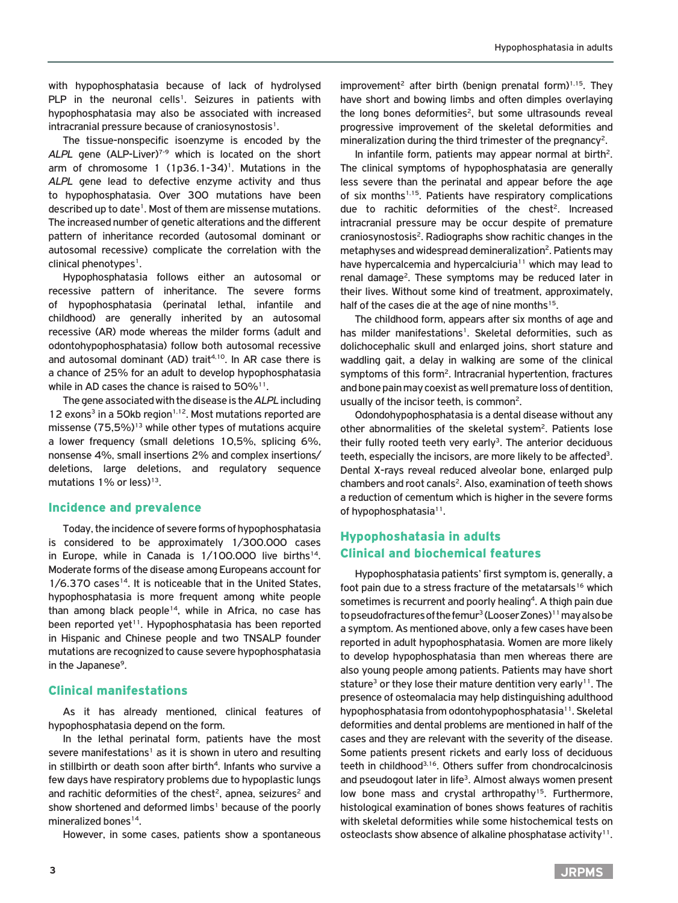with hypophosphatasia because of lack of hydrolysed PLP in the neuronal cells[1]. Seizures in patients with hypophosphatasia may also be associated with increased intracranial pressure because of craniosynostosis[1].

The tissue-nonspecific isoenzyme is encoded by the *ALPL* gene (ALP-Liver)[7-9] which is located on the short arm of chromosome 1 (1p36.1-34)[1]. Mutations in the *ALPL* gene lead to defective enzyme activity and thus to hypophosphatasia. Over 300 mutations have been described up to date[1]. Most of them are missense mutations. The increased number of genetic alterations and the different pattern of inheritance recorded (autosomal dominant or autosomal recessive) complicate the correlation with the clinical phenotypes[1].

Hypophosphatasia follows either an autosomal or recessive pattern of inheritance. The severe forms of hypophosphatasia (perinatal lethal, infantile and childhood) are generally inherited by an autosomal recessive (AR) mode whereas the milder forms (adult and odontohypophosphatasia) follow both autosomal recessive and autosomal dominant (AD) trait[4,10]. In AR case there is a chance of 25% for an adult to develop hypophosphatasia while in AD cases the chance is raised to 50%[11].

The gene associated with the disease is the *ALPL* including 12 exons[3] in a 50kb region[1,12]. Most mutations reported are missense (75,5%)[13] while other types of mutations acquire a lower frequency (small deletions 10,5%, splicing 6%, nonsense 4%, small insertions 2% and complex insertions/deletions, large deletions, and regulatory sequence mutations 1% or less)[13].

## Incidence and prevalence

Today, the incidence of severe forms of hypophosphatasia is considered to be approximately 1/300.000 cases in Europe, while in Canada is 1/100.000 live births[14]. Moderate forms of the disease among Europeans account for 1/6.370 cases[14]. It is noticeable that in the United States, hypophosphatasia is more frequent among white people than among black people[14], while in Africa, no case has been reported yet[11]. Hypophosphatasia has been reported in Hispanic and Chinese people and two TNSALP founder mutations are recognized to cause severe hypophosphatasia in the Japanese[9].

## Clinical manifestations

As it has already mentioned, clinical features of hypophosphatasia depend on the form.

In the lethal perinatal form, patients have the most severe manifestations[1] as it is shown in utero and resulting in stillbirth or death soon after birth[4]. Infants who survive a few days have respiratory problems due to hypoplastic lungs and rachitic deformities of the chest[2], apnea, seizures[2] and show shortened and deformed limbs[1] because of the poorly mineralized bones[14].

However, in some cases, patients show a spontaneous improvement[2] after birth (benign prenatal form)[1,15]. They have short and bowing limbs and often dimples overlaying the long bones deformities[2], but some ultrasounds reveal progressive improvement of the skeletal deformities and mineralization during the third trimester of the pregnancy[2].

In infantile form, patients may appear normal at birth[2]. The clinical symptoms of hypophosphatasia are generally less severe than the perinatal and appear before the age of six months[1,15]. Patients have respiratory complications due to rachitic deformities of the chest[2]. Increased intracranial pressure may be occur despite of premature craniosynostosis[2]. Radiographs show rachitic changes in the metaphyses and widespread demineralization[2]. Patients may have hypercalcemia and hypercalciuria[11] which may lead to renal damage[2]. These symptoms may be reduced later in their lives. Without some kind of treatment, approximately, half of the cases die at the age of nine months[15].

The childhood form, appears after six months of age and has milder manifestations[1]. Skeletal deformities, such as dolichocephalic skull and enlarged joins, short stature and waddling gait, a delay in walking are some of the clinical symptoms of this form[2]. Intracranial hypertention, fractures and bone pain may coexist as well premature loss of dentition, usually of the incisor teeth, is common[2].

Ondondohypophosphatasia is a dental disease without any other abnormalities of the skeletal system[2]. Patients lose their fully rooted teeth very early[3]. The anterior deciduous teeth, especially the incisors, are more likely to be affected[3]. Dental X-rays reveal reduced alveolar bone, enlarged pulp chambers and root canals[2]. Also, examination of teeth shows a reduction of cementum which is higher in the severe forms of hypophosphatasia[11].

## Hypophoshatasia in adults
## Clinical and biochemical features

Hypophosphatasia patients' first symptom is, generally, a foot pain due to a stress fracture of the metatarsals[16] which sometimes is recurrent and poorly healing[4]. A thigh pain due to pseudofractures of the femur[3] (Looser Zones)[11] may also be a symptom. As mentioned above, only a few cases have been reported in adult hypophosphatasia. Women are more likely to develop hypophosphatasia than men whereas there are also young people among patients. Patients may have short stature[3] or they lose their mature dentition very early[11]. The presence of osteomalacia may help distinguishing adulthood hypophosphatasia from odontohypophosphatasia[11]. Skeletal deformities and dental problems are mentioned in half of the cases and they are relevant with the severity of the disease. Some patients present rickets and early loss of deciduous teeth in childhood[3,16]. Others suffer from chondrocalcinosis and pseudogout later in life[3]. Almost always women present low bone mass and crystal arthropathy[15]. Furthermore, histological examination of bones shows features of rachitis with skeletal deformities while some histochemical tests on osteoclasts show absence of alkaline phosphatase activity[11].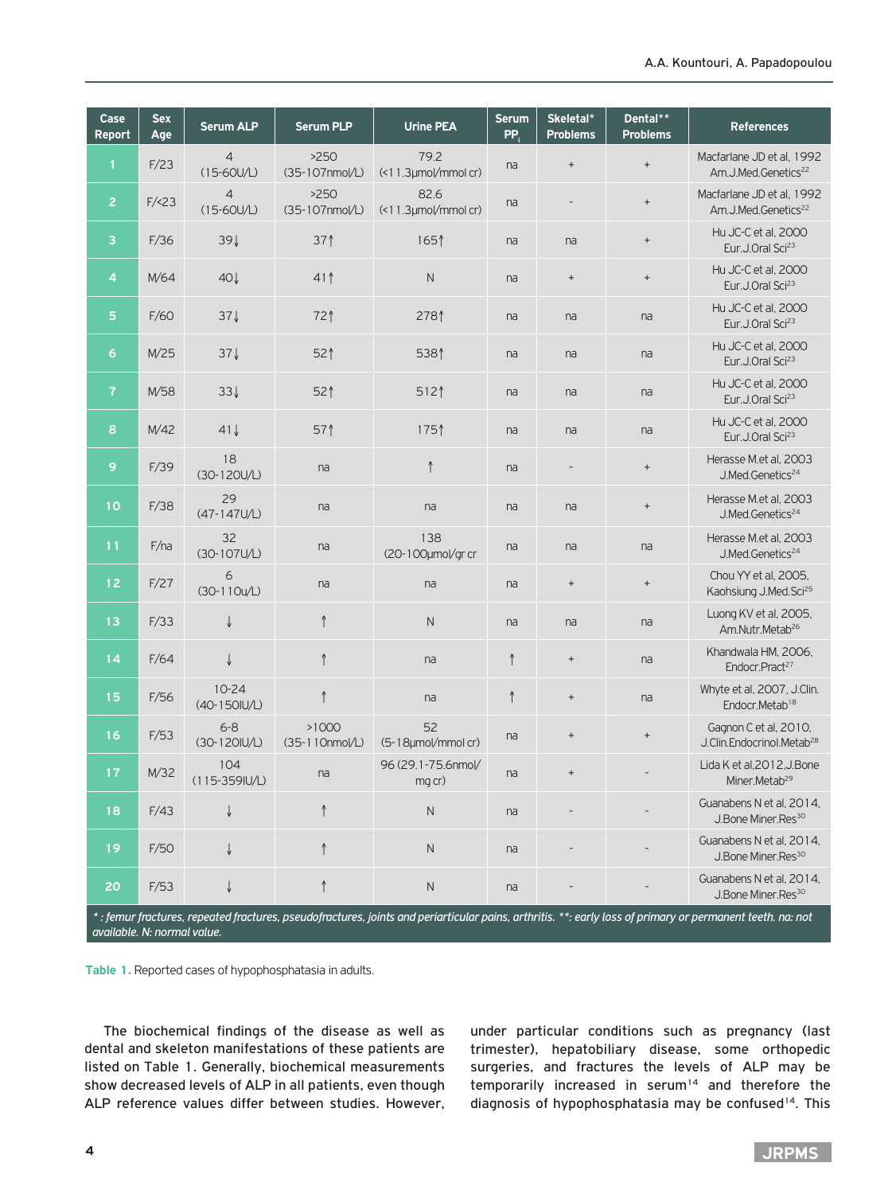| Case Report | Sex Age | Serum ALP | Serum PLP | Urine PEA | Serum $PP_i$ | Skeletal* Problems | Dental** Problems | References |
|---|---|---|---|---|---|---|---|---|
| 1 | F/23 | 4 (15-60U/L) | >250 (35-107nmol/L) | 79.2 (<11.3μmol/mmol cr) | na | + | + | Macfarlane JD et al, 1992 Am.J.Med.Genetics[22] |
| 2 | F/<23 | 4 (15-60U/L) | >250 (35-107nmol/L) | 82.6 (<11.3μmol/mmol cr) | na | - | + | Macfarlane JD et al, 1992 Am.J.Med.Genetics[22] |
| 3 | F/36 | 39↓ | 37↑ | 165↑ | na | na | + | Hu JC-C et al, 2000 Eur.J.Oral Sci[23] |
| 4 | M/64 | 40↓ | 41↑ | N | na | + | + | Hu JC-C et al, 2000 Eur.J.Oral Sci[23] |
| 5 | F/60 | 37↓ | 72↑ | 278↑ | na | na | na | Hu JC-C et al, 2000 Eur.J.Oral Sci[23] |
| 6 | M/25 | 37↓ | 52↑ | 538↑ | na | na | na | Hu JC-C et al, 2000 Eur.J.Oral Sci[23] |
| 7 | M/58 | 33↓ | 52↑ | 512↑ | na | na | na | Hu JC-C et al, 2000 Eur.J.Oral Sci[23] |
| 8 | M/42 | 41↓ | 57↑ | 175↑ | na | na | na | Hu JC-C et al, 2000 Eur.J.Oral Sci[23] |
| 9 | F/39 | 18 (30-120U/L) | na | ↑ | na | - | + | Herasse M.et al, 2003 J.Med.Genetics[24] |
| 10 | F/38 | 29 (47-147U/L) | na | na | na | na | + | Herasse M.et al, 2003 J.Med.Genetics[24] |
| 11 | F/na | 32 (30-107U/L) | na | 138 (20-100μmol/gr cr | na | na | na | Herasse M.et al, 2003 J.Med.Genetics[24] |
| 12 | F/27 | 6 (30-110u/L) | na | na | na | + | + | Chou YY et al, 2005, Kaohsiung J.Med.Sci[25] |
| 13 | F/33 | ↓ | ↑ | N | na | na | na | Luong KV et al, 2005, Am.Nutr.Metab[26] |
| 14 | F/64 | ↓ | ↑ | na | ↑ | + | na | Khandwala HM, 2006, Endocr.Pract[27] |
| 15 | F/56 | 10-24 (40-150IU/L) | ↑ | na | ↑ | + | na | Whyte et al, 2007, J.Clin. Endocr.Metab[18] |
| 16 | F/53 | 6-8 (30-120IU/L) | >1000 (35-110nmol/L) | 52 (5-18μmol/mmol cr) | na | + | + | Gagnon C et al, 2010, J.Clin.Endocrinol.Metab[28] |
| 17 | M/32 | 104 (115-359IU/L) | na | 96 (29.1-75.6nmol/mg cr) | na | + | - | Lida K et al,2012,J.Bone Miner.Metab[29] |
| 18 | F/43 | ↓ | ↑ | N | na | - | - | Guanabens N et al, 2014, J.Bone Miner.Res[30] |
| 19 | F/50 | ↓ | ↑ | N | na | - | - | Guanabens N et al, 2014, J.Bone Miner.Res[30] |
| 20 | F/53 | ↓ | ↑ | N | na | - | - | Guanabens N et al, 2014, J.Bone Miner.Res[30] |

*\* : femur fractures, repeated fractures, pseudofractures, joints and periarticular pains, arthritis. \*\*: early loss of primary or permanent teeth. na: not available. N: normal value.*

**Table 1.** Reported cases of hypophosphatasia in adults.

The biochemical findings of the disease as well as dental and skeleton manifestations of these patients are listed on Table 1. Generally, biochemical measurements show decreased levels of ALP in all patients, even though ALP reference values differ between studies. However, under particular conditions such as pregnancy (last trimester), hepatobiliary disease, some orthopedic surgeries, and fractures the levels of ALP may be temporarily increased in serum[14] and therefore the diagnosis of hypophosphatasia may be confused[14]. This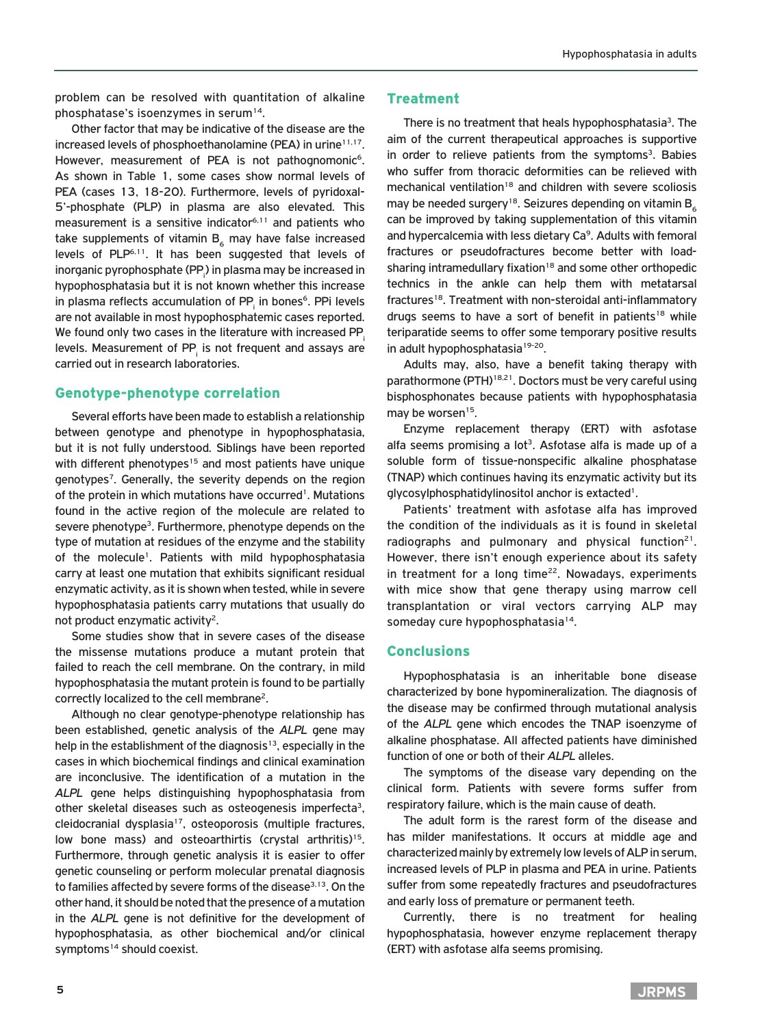problem can be resolved with quantitation of alkaline phosphatase's isoenzymes in serum[14].

Other factor that may be indicative of the disease are the increased levels of phosphoethanolamine (PEA) in urine[11,17]. However, measurement of PEA is not pathognomonic[6]. As shown in Table 1, some cases show normal levels of PEA (cases 13, 18-20). Furthermore, levels of pyridoxal-5'-phosphate (PLP) in plasma are also elevated. This measurement is a sensitive indicator[6,11] and patients who take supplements of vitamin $B_6$ may have false increased levels of PLP[6,11]. It has been suggested that levels of inorganic pyrophosphate ($PP_i$) in plasma may be increased in hypophosphatasia but it is not known whether this increase in plasma reflects accumulation of $PP_i$ in bones[6]. PPi levels are not available in most hypophosphatemic cases reported. We found only two cases in the literature with increased $PP_i$ levels. Measurement of $PP_i$ is not frequent and assays are carried out in research laboratories.

## Genotype-phenotype correlation

Several efforts have been made to establish a relationship between genotype and phenotype in hypophosphatasia, but it is not fully understood. Siblings have been reported with different phenotypes[15] and most patients have unique genotypes[7]. Generally, the severity depends on the region of the protein in which mutations have occurred[1]. Mutations found in the active region of the molecule are related to severe phenotype[3]. Furthermore, phenotype depends on the type of mutation at residues of the enzyme and the stability of the molecule[1]. Patients with mild hypophosphatasia carry at least one mutation that exhibits significant residual enzymatic activity, as it is shown when tested, while in severe hypophosphatasia patients carry mutations that usually do not product enzymatic activity[2].

Some studies show that in severe cases of the disease the missense mutations produce a mutant protein that failed to reach the cell membrane. On the contrary, in mild hypophosphatasia the mutant protein is found to be partially correctly localized to the cell membrane[2].

Although no clear genotype-phenotype relationship has been established, genetic analysis of the *ALPL* gene may help in the establishment of the diagnosis[13], especially in the cases in which biochemical findings and clinical examination are inconclusive. The identification of a mutation in the *ALPL* gene helps distinguishing hypophosphatasia from other skeletal diseases such as osteogenesis imperfecta[3], cleidocranial dysplasia[17], osteoporosis (multiple fractures, low bone mass) and osteoarthirtis (crystal arthritis)[15]. Furthermore, through genetic analysis it is easier to offer genetic counseling or perform molecular prenatal diagnosis to families affected by severe forms of the disease[3,13]. On the other hand, it should be noted that the presence of a mutation in the *ALPL* gene is not definitive for the development of hypophosphatasia, as other biochemical and/or clinical symptoms[14] should coexist.

## Treatment

There is no treatment that heals hypophosphatasia[3]. The aim of the current therapeutical approaches is supportive in order to relieve patients from the symptoms[3]. Babies who suffer from thoracic deformities can be relieved with mechanical ventilation[18] and children with severe scoliosis may be needed surgery[18]. Seizures depending on vitamin $B_6$ can be improved by taking supplementation of this vitamin and hypercalcemia with less dietary Ca[9]. Adults with femoral fractures or pseudofractures become better with load-sharing intramedullary fixation[18] and some other orthopedic technics in the ankle can help them with metatarsal fractures[18]. Treatment with non-steroidal anti-inflammatory drugs seems to have a sort of benefit in patients[18] while teriparatide seems to offer some temporary positive results in adult hypophosphatasia[19-20].

Adults may, also, have a benefit taking therapy with parathormone (PTH)[18,21]. Doctors must be very careful using bisphosphonates because patients with hypophosphatasia may be worsen[15].

Enzyme replacement therapy (ERT) with asfotase alfa seems promising a lot[3]. Asfotase alfa is made up of a soluble form of tissue-nonspecific alkaline phosphatase (TNAP) which continues having its enzymatic activity but its glycosylphosphatidylinositol anchor is extacted[1].

Patients' treatment with asfotase alfa has improved the condition of the individuals as it is found in skeletal radiographs and pulmonary and physical function[21]. However, there isn't enough experience about its safety in treatment for a long time[22]. Nowadays, experiments with mice show that gene therapy using marrow cell transplantation or viral vectors carrying ALP may someday cure hypophosphatasia[14].

## Conclusions

Hypophosphatasia is an inheritable bone disease characterized by bone hypomineralization. The diagnosis of the disease may be confirmed through mutational analysis of the *ALPL* gene which encodes the TNAP isoenzyme of alkaline phosphatase. All affected patients have diminished function of one or both of their *ALPL* alleles.

The symptoms of the disease vary depending on the clinical form. Patients with severe forms suffer from respiratory failure, which is the main cause of death.

The adult form is the rarest form of the disease and has milder manifestations. It occurs at middle age and characterized mainly by extremely low levels of ALP in serum, increased levels of PLP in plasma and PEA in urine. Patients suffer from some repeatedly fractures and pseudofractures and early loss of premature or permanent teeth.

Currently, there is no treatment for healing hypophosphatasia, however enzyme replacement therapy (ERT) with asfotase alfa seems promising.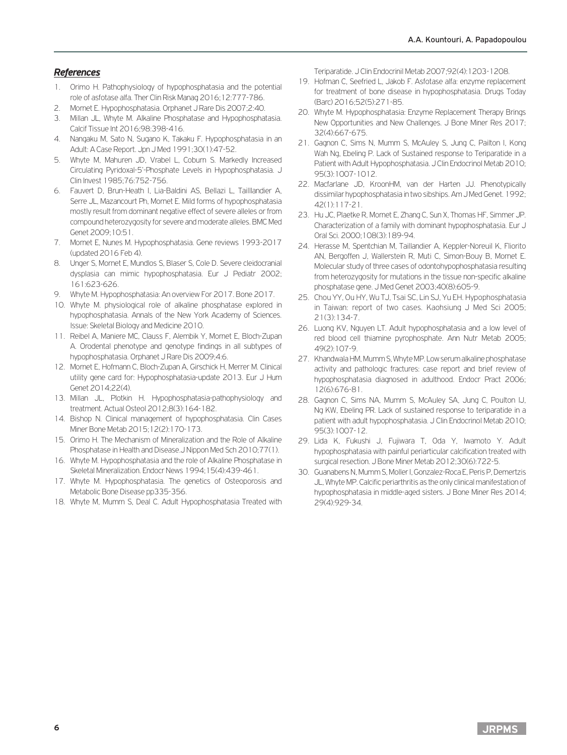## *References*

1. Orimo H. Pathophysiology of hypophosphatasia and the potential role of asfotase alfa. Ther Clin Risk Manag 2016;12:777-786.
2. Mornet E. Hypophosphatasia. Orphanet J Rare Dis 2007;2:40.
3. Millan JL, Whyte M. Alkaline Phosphatase and Hypophosphatasia. Calcif Tissue Int 2016;98:398-416.
4. Nangaku M, Sato N, Sugano K, Takaku F. Hypophosphatasia in an Adult: A Case Report. Jpn J Med 1991;30(1):47-52.
5. Whyte M, Mahuren JD, Vrabel L, Coburn S. Markedly Increased Circulating Pyridoxal-5'-Phosphate Levels in Hypophosphatasia. J Clin Invest 1985;76:752-756.
6. Fauvert D, Brun-Heath I, Lia-Baldini AS, Bellazi L, Tailllandier A, Serre JL, Mazancourt Ph, Mornet E. Mild forms of hypophosphatasia mostly result from dominant negative effect of severe alleles or from compound heterozygosity for severe and moderate alleles. BMC Med Genet 2009;10:51.
7. Mornet E, Nunes M. Hypophosphatasia. Gene reviews 1993-2017 (updated 2016 Feb 4).
8. Unger S, Mornet E, Mundlos S, Blaser S, Cole D. Severe cleidocranial dysplasia can mimic hypophosphatasia. Eur J Pediatr 2002; 161:623-626.
9. Whyte M. Hypophosphatasia: An overview For 2017. Bone 2017.
10. Whyte M. physiological role of alkaline phosphatase explored in hypophosphatasia. Annals of the New York Academy of Sciences. Issue: Skeletal Biology and Medicine 2010.
11. Reibel A, Maniere MC, Clauss F, Alembik Y, Mornet E, Bloch-Zupan A. Orodental phenotype and genotype findings in all subtypes of hypophosphatasia. Orphanet J Rare Dis 2009;4:6.
12. Mornet E, Hofmann C, Bloch-Zupan A, Girschick H, Merrer M. Clinical utility gene card for: Hypophosphatasia-update 2013. Eur J Hum Genet 2014;22(4).
13. Millan JL, Plotkin H. Hypophosphatasia-pathophysiology and treatment. Actual Osteol 2012;8(3):164-182.
14. Bishop N. Clinical management of hypophosphatasia. Clin Cases Miner Bone Metab 2015;12(2):170-173.
15. Orimo H. The Mechanism of Mineralization and the Role of Alkaline Phosphatase in Health and Disease.J Nippon Med Sch 2010;77(1).
16. Whyte M. Hypophosphatasia and the role of Alkaline Phosphatase in Skeletal Mineralization. Endocr News 1994;15(4):439-461.
17. Whyte M. Hypophosphatasia. The genetics of Osteoporosis and Metabolic Bone Disease pp335-356.
18. Whyte M, Mumm S, Deal C. Adult Hypophosphatasia Treated with Teriparatide. J Clin Endocrinil Metab 2007;92(4):1203-1208.
19. Hofman C, Seefried L, Jakob F. Asfotase alfa: enzyme replacement for treatment of bone disease in hypophosphatasia. Drugs Today (Barc) 2016;52(5):271-85.
20. Whyte M. Hypophosphatasia: Enzyme Replacement Therapy Brings New Opportunities and New Challenges. J Bone Miner Res 2017; 32(4):667-675.
21. Gagnon C, Sims N, Mumm S, McAuley S, Jung C, Pailton I, Kong Wah Ng, Ebeling P. Lack of Sustained response to Teriparatide in a Patient with Adult Hypophosphatasia. J Clin Endocrinol Metab 2010; 95(3):1007-1012.
22. Macfarlane JD, KroonHM, van der Harten JJ. Phenotypically dissimilar hypophosphatasia in two sibships. Am J Med Genet. 1992; 42(1):117-21.
23. Hu JC, Plaetke R, Mornet E, Zhang C, Sun X, Thomas HF, Simmer JP. Characterization of a family with dominant hypophosphatasia. Eur J Oral Sci. 2000;108(3):189-94.
24. Herasse M, Spentchian M, Taillandier A, Keppler-Noreuil K, Fliorito AN, Bergoffen J, Wallerstein R, Muti C, Simon-Bouy B, Mornet E. Molecular study of three cases of odontohypophosphatasia resulting from heterozygosity for mutations in the tissue non-specific alkaline phosphatase gene. J Med Genet 2003;40(8):605-9.
25. Chou YY, Ou HY, Wu TJ, Tsai SC, Lin SJ, Yu EH. Hypophosphatasia in Taiwan: report of two cases. Kaohsiung J Med Sci 2005; 21(3):134-7.
26. Luong KV, Nguyen LT. Adult hypophosphatasia and a low level of red blood cell thiamine pyrophosphate. Ann Nutr Metab 2005; 49(2):107-9.
27. Khandwala HM, Mumm S, Whyte MP. Low serum alkaline phosphatase activity and pathologic fractures: case report and brief review of hypophosphatasia diagnosed in adulthood. Endocr Pract 2006; 12(6):676-81.
28. Gagnon C, Sims NA, Mumm S, McAuley SA, Jung C, Poulton IJ, Ng KW, Ebeling PR. Lack of sustained response to teriparatide in a patient with adult hypophosphatasia. J Clin Endocrinol Metab 2010; 95(3):1007-12.
29. Lida K, Fukushi J, Fujiwara T, Oda Y, Iwamoto Y. Adult hypophosphatasia with painful periarticular calcification treated with surgical resection. J Bone Miner Metab 2012;30(6):722-5.
30. Guanabens N, Mumm S, Moller I, Gonzalez-Roca E, Peris P, Demertzis JL, Whyte MP. Calcific periarthritis as the only clinical manifestation of hypophosphatasia in middle-aged sisters. J Bone Miner Res 2014; 29(4):929-34.